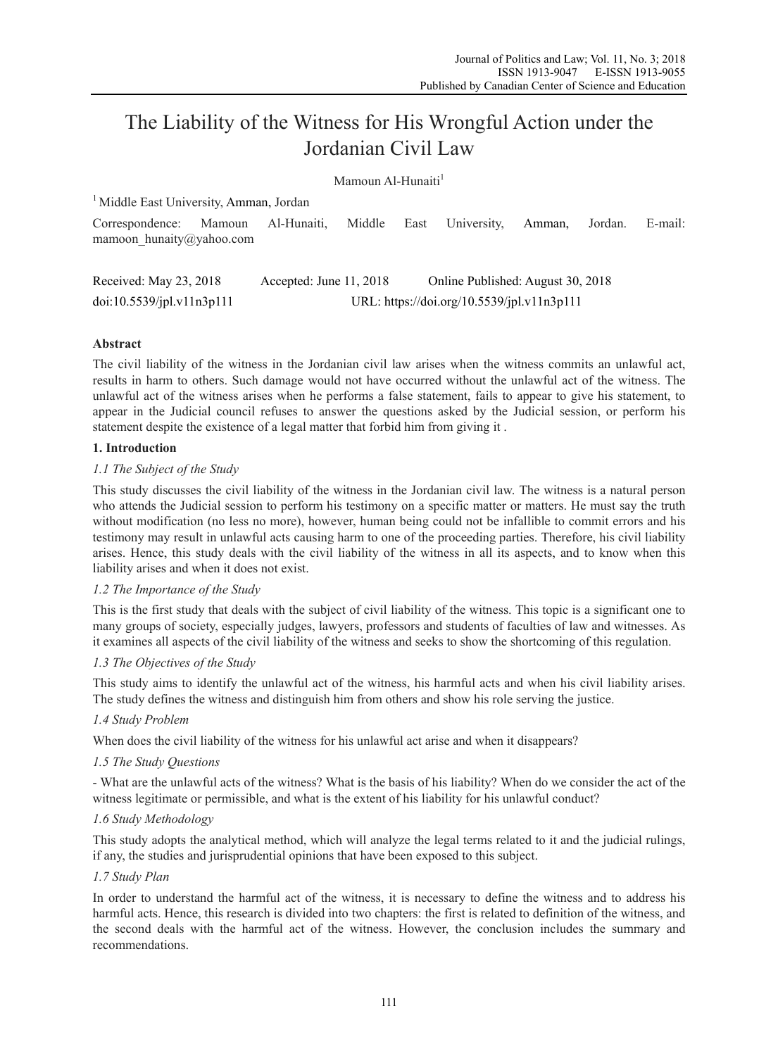# The Liability of the Witness for His Wrongful Action under the Jordanian Civil Law

Mamoun Al-Hunaiti[1]

[1] Middle East University, Amman, Jordan

Correspondence: Mamoun Al-Hunaiti, Middle East University, Amman, Jordan. E-mail: mamoon_hunaity@yahoo.com

Received: May 23, 2018 Accepted: June 11, 2018 Online Published: August 30, 2018

doi:10.5539/jpl.v11n3p111 URL: https://doi.org/10.5539/jpl.v11n3p111

**Abstract**

The civil liability of the witness in the Jordanian civil law arises when the witness commits an unlawful act, results in harm to others. Such damage would not have occurred without the unlawful act of the witness. The unlawful act of the witness arises when he performs a false statement, fails to appear to give his statement, to appear in the Judicial council refuses to answer the questions asked by the Judicial session, or perform his statement despite the existence of a legal matter that forbid him from giving it .

## 1. Introduction

### *1.1 The Subject of the Study*

This study discusses the civil liability of the witness in the Jordanian civil law. The witness is a natural person who attends the Judicial session to perform his testimony on a specific matter or matters. He must say the truth without modification (no less no more), however, human being could not be infallible to commit errors and his testimony may result in unlawful acts causing harm to one of the proceeding parties. Therefore, his civil liability arises. Hence, this study deals with the civil liability of the witness in all its aspects, and to know when this liability arises and when it does not exist.

### *1.2 The Importance of the Study*

This is the first study that deals with the subject of civil liability of the witness. This topic is a significant one to many groups of society, especially judges, lawyers, professors and students of faculties of law and witnesses. As it examines all aspects of the civil liability of the witness and seeks to show the shortcoming of this regulation.

### *1.3 The Objectives of the Study*

This study aims to identify the unlawful act of the witness, his harmful acts and when his civil liability arises. The study defines the witness and distinguish him from others and show his role serving the justice.

### *1.4 Study Problem*

When does the civil liability of the witness for his unlawful act arise and when it disappears?

### *1.5 The Study Questions*

- What are the unlawful acts of the witness? What is the basis of his liability? When do we consider the act of the witness legitimate or permissible, and what is the extent of his liability for his unlawful conduct?

### *1.6 Study Methodology*

This study adopts the analytical method, which will analyze the legal terms related to it and the judicial rulings, if any, the studies and jurisprudential opinions that have been exposed to this subject.

### *1.7 Study Plan*

In order to understand the harmful act of the witness, it is necessary to define the witness and to address his harmful acts. Hence, this research is divided into two chapters: the first is related to definition of the witness, and the second deals with the harmful act of the witness. However, the conclusion includes the summary and recommendations.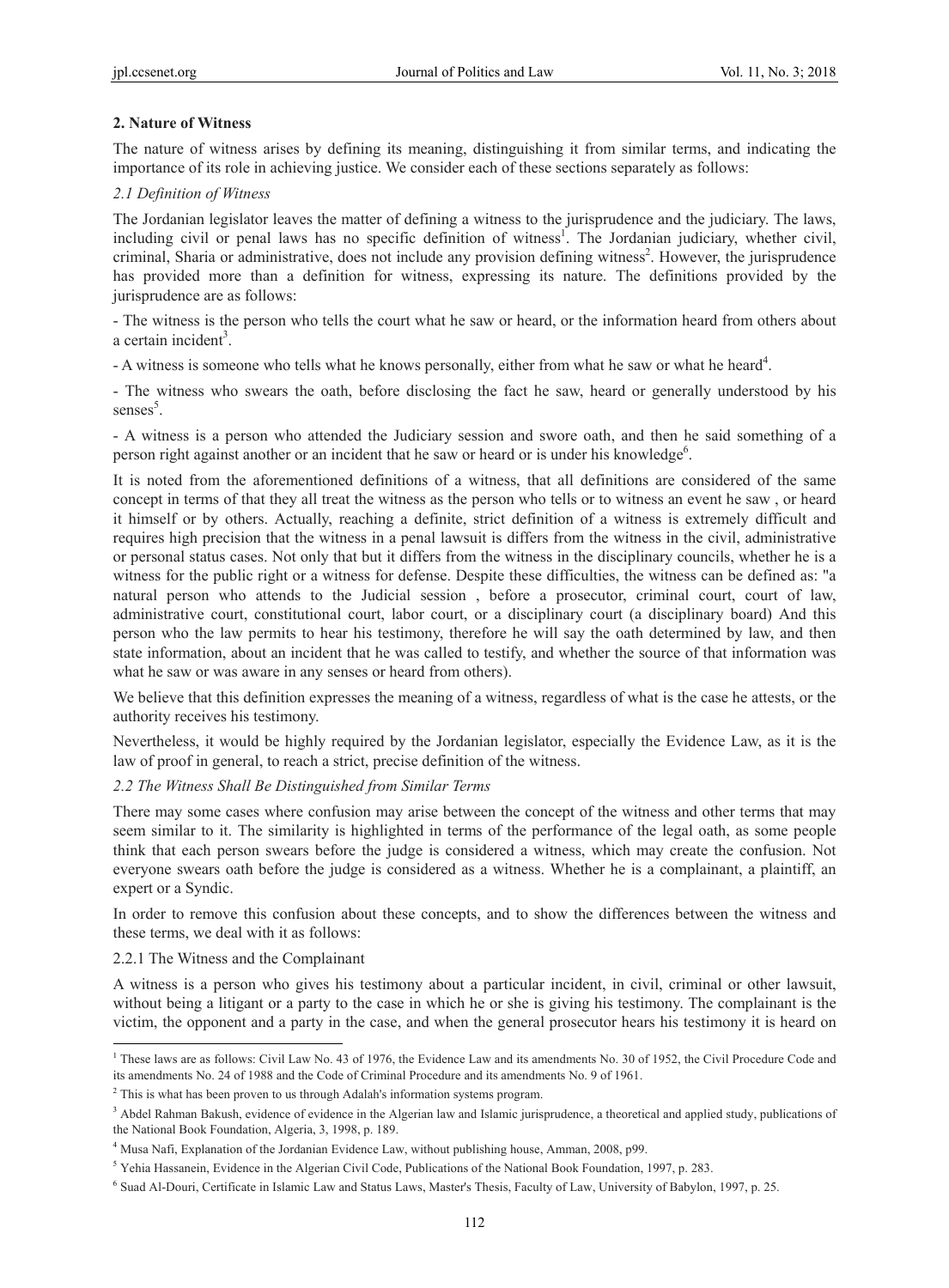## 2. Nature of Witness

The nature of witness arises by defining its meaning, distinguishing it from similar terms, and indicating the importance of its role in achieving justice. We consider each of these sections separately as follows:

### *2.1 Definition of Witness*

The Jordanian legislator leaves the matter of defining a witness to the jurisprudence and the judiciary. The laws, including civil or penal laws has no specific definition of witness[1]. The Jordanian judiciary, whether civil, criminal, Sharia or administrative, does not include any provision defining witness[2]. However, the jurisprudence has provided more than a definition for witness, expressing its nature. The definitions provided by the jurisprudence are as follows:

- The witness is the person who tells the court what he saw or heard, or the information heard from others about a certain incident[3].

- A witness is someone who tells what he knows personally, either from what he saw or what he heard[4].

- The witness who swears the oath, before disclosing the fact he saw, heard or generally understood by his senses[5].

- A witness is a person who attended the Judiciary session and swore oath, and then he said something of a person right against another or an incident that he saw or heard or is under his knowledge[6].

It is noted from the aforementioned definitions of a witness, that all definitions are considered of the same concept in terms of that they all treat the witness as the person who tells or to witness an event he saw , or heard it himself or by others. Actually, reaching a definite, strict definition of a witness is extremely difficult and requires high precision that the witness in a penal lawsuit is differs from the witness in the civil, administrative or personal status cases. Not only that but it differs from the witness in the disciplinary councils, whether he is a witness for the public right or a witness for defense. Despite these difficulties, the witness can be defined as: "a natural person who attends to the Judicial session , before a prosecutor, criminal court, court of law, administrative court, constitutional court, labor court, or a disciplinary court (a disciplinary board) And this person who the law permits to hear his testimony, therefore he will say the oath determined by law, and then state information, about an incident that he was called to testify, and whether the source of that information was what he saw or was aware in any senses or heard from others).

We believe that this definition expresses the meaning of a witness, regardless of what is the case he attests, or the authority receives his testimony.

Nevertheless, it would be highly required by the Jordanian legislator, especially the Evidence Law, as it is the law of proof in general, to reach a strict, precise definition of the witness.

### *2.2 The Witness Shall Be Distinguished from Similar Terms*

There may some cases where confusion may arise between the concept of the witness and other terms that may seem similar to it. The similarity is highlighted in terms of the performance of the legal oath, as some people think that each person swears before the judge is considered a witness, which may create the confusion. Not everyone swears oath before the judge is considered as a witness. Whether he is a complainant, a plaintiff, an expert or a Syndic.

In order to remove this confusion about these concepts, and to show the differences between the witness and these terms, we deal with it as follows:

#### 2.2.1 The Witness and the Complainant

A witness is a person who gives his testimony about a particular incident, in civil, criminal or other lawsuit, without being a litigant or a party to the case in which he or she is giving his testimony. The complainant is the victim, the opponent and a party in the case, and when the general prosecutor hears his testimony it is heard on

---

[1] These laws are as follows: Civil Law No. 43 of 1976, the Evidence Law and its amendments No. 30 of 1952, the Civil Procedure Code and its amendments No. 24 of 1988 and the Code of Criminal Procedure and its amendments No. 9 of 1961.

[2] This is what has been proven to us through Adalah's information systems program.

[3] Abdel Rahman Bakush, evidence of evidence in the Algerian law and Islamic jurisprudence, a theoretical and applied study, publications of the National Book Foundation, Algeria, 3, 1998, p. 189.

[4] Musa Nafi, Explanation of the Jordanian Evidence Law, without publishing house, Amman, 2008, p99.

[5] Yehia Hassanein, Evidence in the Algerian Civil Code, Publications of the National Book Foundation, 1997, p. 283.

[6] Suad Al-Douri, Certificate in Islamic Law and Status Laws, Master's Thesis, Faculty of Law, University of Babylon, 1997, p. 25.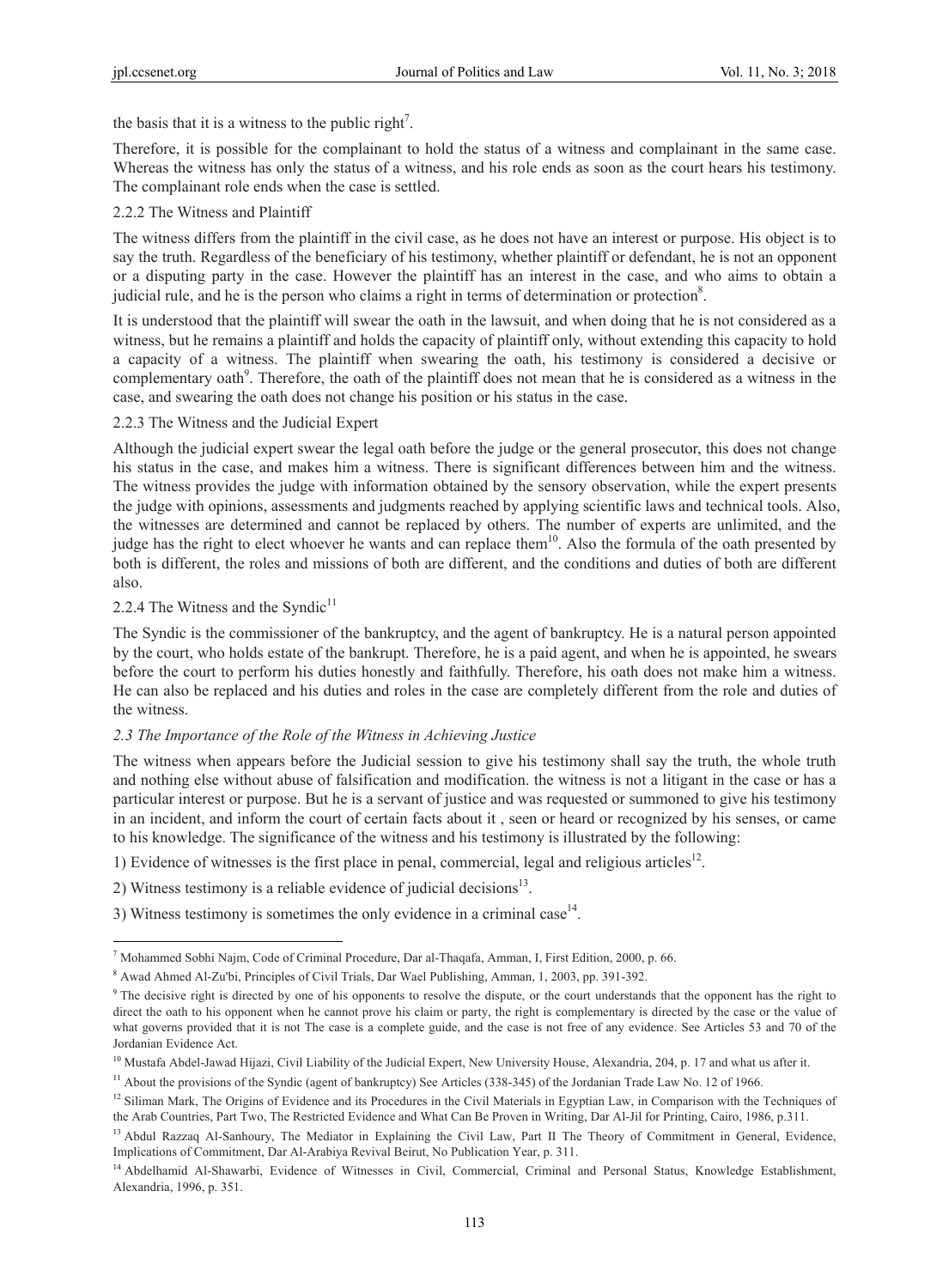the basis that it is a witness to the public right[7].

Therefore, it is possible for the complainant to hold the status of a witness and complainant in the same case. Whereas the witness has only the status of a witness, and his role ends as soon as the court hears his testimony. The complainant role ends when the case is settled.

#### 2.2.2 The Witness and Plaintiff

The witness differs from the plaintiff in the civil case, as he does not have an interest or purpose. His object is to say the truth. Regardless of the beneficiary of his testimony, whether plaintiff or defendant, he is not an opponent or a disputing party in the case. However the plaintiff has an interest in the case, and who aims to obtain a judicial rule, and he is the person who claims a right in terms of determination or protection[8].

It is understood that the plaintiff will swear the oath in the lawsuit, and when doing that he is not considered as a witness, but he remains a plaintiff and holds the capacity of plaintiff only, without extending this capacity to hold a capacity of a witness. The plaintiff when swearing the oath, his testimony is considered a decisive or complementary oath[9]. Therefore, the oath of the plaintiff does not mean that he is considered as a witness in the case, and swearing the oath does not change his position or his status in the case.

#### 2.2.3 The Witness and the Judicial Expert

Although the judicial expert swear the legal oath before the judge or the general prosecutor, this does not change his status in the case, and makes him a witness. There is significant differences between him and the witness. The witness provides the judge with information obtained by the sensory observation, while the expert presents the judge with opinions, assessments and judgments reached by applying scientific laws and technical tools. Also, the witnesses are determined and cannot be replaced by others. The number of experts are unlimited, and the judge has the right to elect whoever he wants and can replace them[10]. Also the formula of the oath presented by both is different, the roles and missions of both are different, and the conditions and duties of both are different also.

#### 2.2.4 The Witness and the Syndic[11]

The Syndic is the commissioner of the bankruptcy, and the agent of bankruptcy. He is a natural person appointed by the court, who holds estate of the bankrupt. Therefore, he is a paid agent, and when he is appointed, he swears before the court to perform his duties honestly and faithfully. Therefore, his oath does not make him a witness. He can also be replaced and his duties and roles in the case are completely different from the role and duties of the witness.

### *2.3 The Importance of the Role of the Witness in Achieving Justice*

The witness when appears before the Judicial session to give his testimony shall say the truth, the whole truth and nothing else without abuse of falsification and modification. the witness is not a litigant in the case or has a particular interest or purpose. But he is a servant of justice and was requested or summoned to give his testimony in an incident, and inform the court of certain facts about it , seen or heard or recognized by his senses, or came to his knowledge. The significance of the witness and his testimony is illustrated by the following:

1) Evidence of witnesses is the first place in penal, commercial, legal and religious articles[12].

2) Witness testimony is a reliable evidence of judicial decisions[13].

3) Witness testimony is sometimes the only evidence in a criminal case[14].

---

[7] Mohammed Sobhi Najm, Code of Criminal Procedure, Dar al-Thaqafa, Amman, I, First Edition, 2000, p. 66.

[8] Awad Ahmed Al-Zu'bi, Principles of Civil Trials, Dar Wael Publishing, Amman, 1, 2003, pp. 391-392.

[9] The decisive right is directed by one of his opponents to resolve the dispute, or the court understands that the opponent has the right to direct the oath to his opponent when he cannot prove his claim or party, the right is complementary is directed by the case or the value of what governs provided that it is not The case is a complete guide, and the case is not free of any evidence. See Articles 53 and 70 of the Jordanian Evidence Act.

[10] Mustafa Abdel-Jawad Hijazi, Civil Liability of the Judicial Expert, New University House, Alexandria, 204, p. 17 and what us after it.

[11] About the provisions of the Syndic (agent of bankruptcy) See Articles (338-345) of the Jordanian Trade Law No. 12 of 1966.

[12] Siliman Mark, The Origins of Evidence and its Procedures in the Civil Materials in Egyptian Law, in Comparison with the Techniques of the Arab Countries, Part Two, The Restricted Evidence and What Can Be Proven in Writing, Dar Al-Jil for Printing, Cairo, 1986, p.311.

[13] Abdul Razzaq Al-Sanhoury, The Mediator in Explaining the Civil Law, Part II The Theory of Commitment in General, Evidence, Implications of Commitment, Dar Al-Arabiya Revival Beirut, No Publication Year, p. 311.

[14] Abdelhamid Al-Shawarbi, Evidence of Witnesses in Civil, Commercial, Criminal and Personal Status, Knowledge Establishment, Alexandria, 1996, p. 351.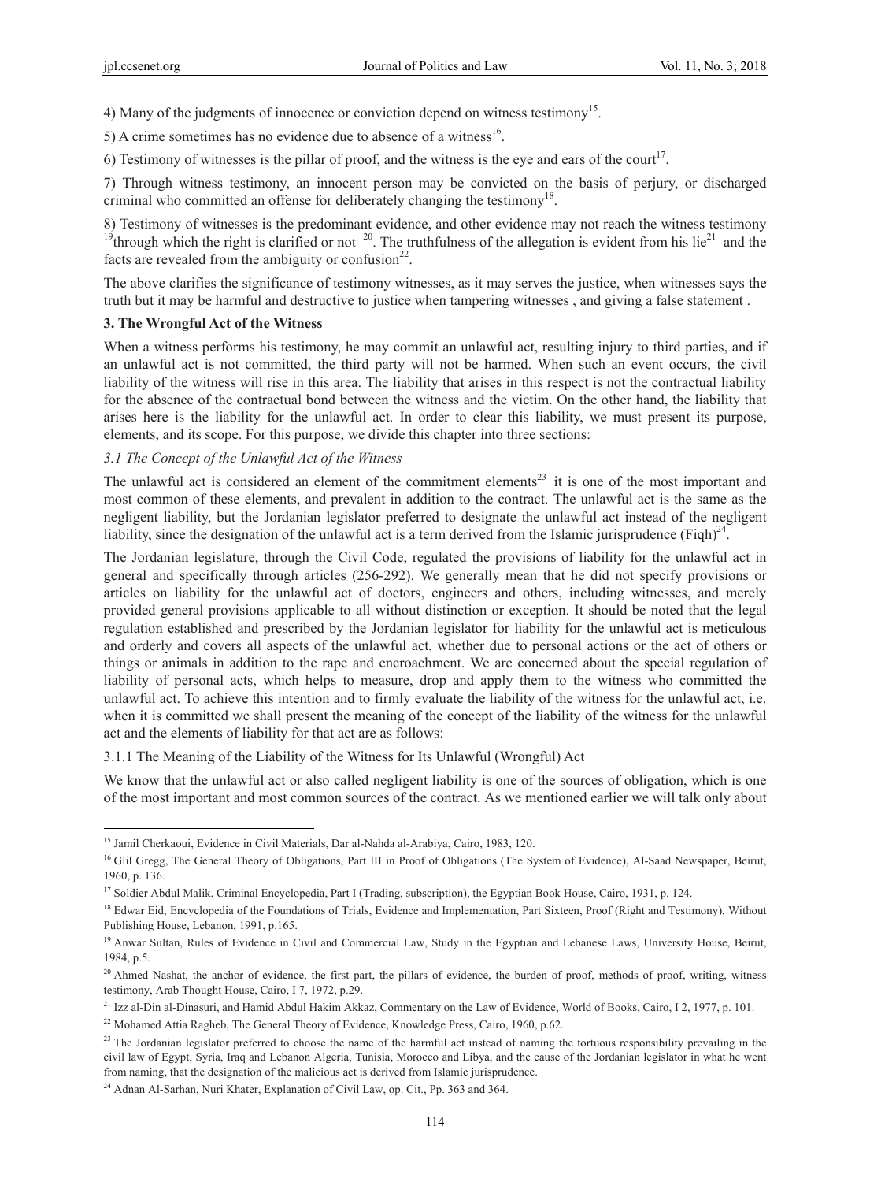4) Many of the judgments of innocence or conviction depend on witness testimony[15].

5) A crime sometimes has no evidence due to absence of a witness[16].

6) Testimony of witnesses is the pillar of proof, and the witness is the eye and ears of the court[17].

7) Through witness testimony, an innocent person may be convicted on the basis of perjury, or discharged criminal who committed an offense for deliberately changing the testimony[18].

8) Testimony of witnesses is the predominant evidence, and other evidence may not reach the witness testimony [19]through which the right is clarified or not [20]. The truthfulness of the allegation is evident from his lie[21] and the facts are revealed from the ambiguity or confusion[22].

The above clarifies the significance of testimony witnesses, as it may serves the justice, when witnesses says the truth but it may be harmful and destructive to justice when tampering witnesses , and giving a false statement .

### 3. The Wrongful Act of the Witness

When a witness performs his testimony, he may commit an unlawful act, resulting injury to third parties, and if an unlawful act is not committed, the third party will not be harmed. When such an event occurs, the civil liability of the witness will rise in this area. The liability that arises in this respect is not the contractual liability for the absence of the contractual bond between the witness and the victim. On the other hand, the liability that arises here is the liability for the unlawful act. In order to clear this liability, we must present its purpose, elements, and its scope. For this purpose, we divide this chapter into three sections:

#### *3.1 The Concept of the Unlawful Act of the Witness*

The unlawful act is considered an element of the commitment elements[23] it is one of the most important and most common of these elements, and prevalent in addition to the contract. The unlawful act is the same as the negligent liability, but the Jordanian legislator preferred to designate the unlawful act instead of the negligent liability, since the designation of the unlawful act is a term derived from the Islamic jurisprudence (Fiqh)[24].

The Jordanian legislature, through the Civil Code, regulated the provisions of liability for the unlawful act in general and specifically through articles (256-292). We generally mean that he did not specify provisions or articles on liability for the unlawful act of doctors, engineers and others, including witnesses, and merely provided general provisions applicable to all without distinction or exception. It should be noted that the legal regulation established and prescribed by the Jordanian legislator for liability for the unlawful act is meticulous and orderly and covers all aspects of the unlawful act, whether due to personal actions or the act of others or things or animals in addition to the rape and encroachment. We are concerned about the special regulation of liability of personal acts, which helps to measure, drop and apply them to the witness who committed the unlawful act. To achieve this intention and to firmly evaluate the liability of the witness for the unlawful act, i.e. when it is committed we shall present the meaning of the concept of the liability of the witness for the unlawful act and the elements of liability for that act are as follows:

3.1.1 The Meaning of the Liability of the Witness for Its Unlawful (Wrongful) Act

We know that the unlawful act or also called negligent liability is one of the sources of obligation, which is one of the most important and most common sources of the contract. As we mentioned earlier we will talk only about

---

[15] Jamil Cherkaoui, Evidence in Civil Materials, Dar al-Nahda al-Arabiya, Cairo, 1983, 120.

[16] Glil Gregg, The General Theory of Obligations, Part III in Proof of Obligations (The System of Evidence), Al-Saad Newspaper, Beirut, 1960, p. 136.

[17] Soldier Abdul Malik, Criminal Encyclopedia, Part I (Trading, subscription), the Egyptian Book House, Cairo, 1931, p. 124.

[18] Edwar Eid, Encyclopedia of the Foundations of Trials, Evidence and Implementation, Part Sixteen, Proof (Right and Testimony), Without Publishing House, Lebanon, 1991, p.165.

[19] Anwar Sultan, Rules of Evidence in Civil and Commercial Law, Study in the Egyptian and Lebanese Laws, University House, Beirut, 1984, p.5.

[20] Ahmed Nashat, the anchor of evidence, the first part, the pillars of evidence, the burden of proof, methods of proof, writing, witness testimony, Arab Thought House, Cairo, I 7, 1972, p.29.

[21] Izz al-Din al-Dinasuri, and Hamid Abdul Hakim Akkaz, Commentary on the Law of Evidence, World of Books, Cairo, I 2, 1977, p. 101.

[22] Mohamed Attia Ragheb, The General Theory of Evidence, Knowledge Press, Cairo, 1960, p.62.

[23] The Jordanian legislator preferred to choose the name of the harmful act instead of naming the tortuous responsibility prevailing in the civil law of Egypt, Syria, Iraq and Lebanon Algeria, Tunisia, Morocco and Libya, and the cause of the Jordanian legislator in what he went from naming, that the designation of the malicious act is derived from Islamic jurisprudence.

[24] Adnan Al-Sarhan, Nuri Khater, Explanation of Civil Law, op. Cit., Pp. 363 and 364.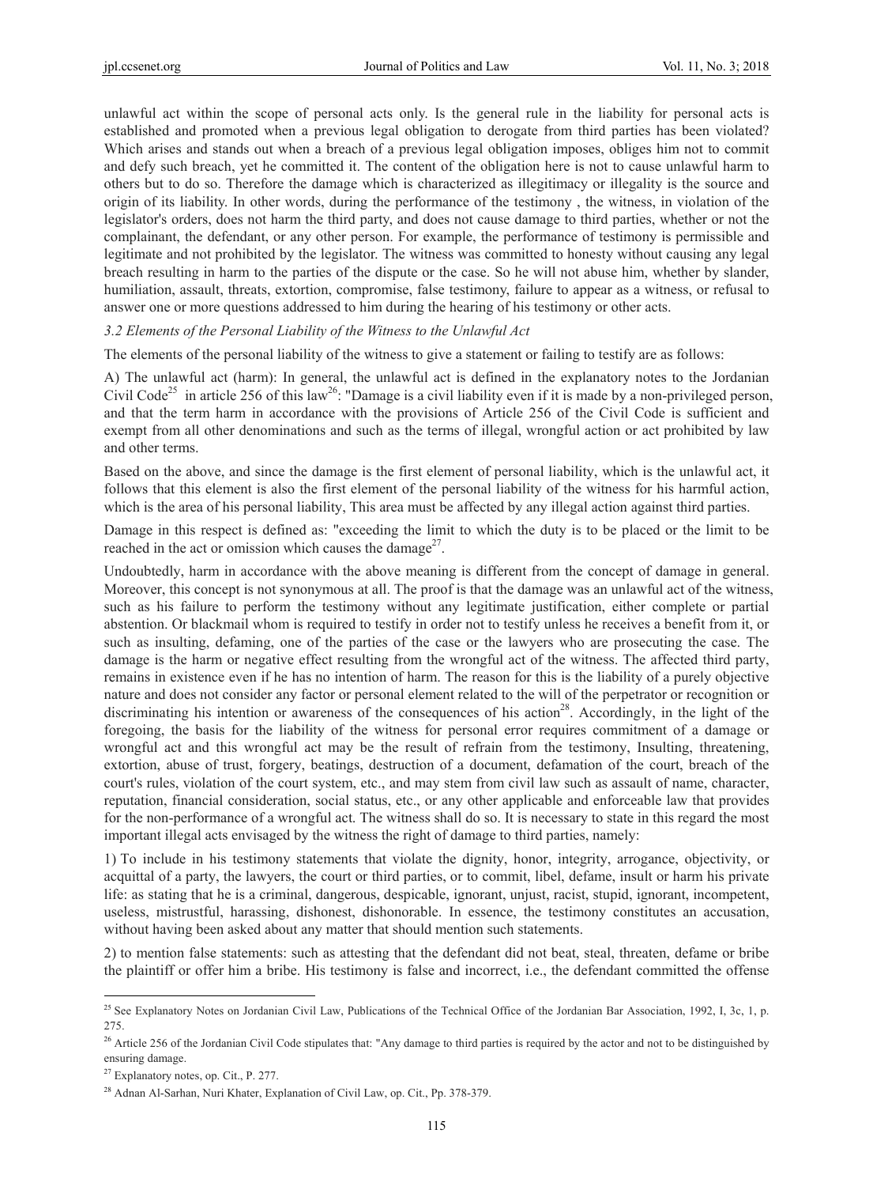unlawful act within the scope of personal acts only. Is the general rule in the liability for personal acts is established and promoted when a previous legal obligation to derogate from third parties has been violated? Which arises and stands out when a breach of a previous legal obligation imposes, obliges him not to commit and defy such breach, yet he committed it. The content of the obligation here is not to cause unlawful harm to others but to do so. Therefore the damage which is characterized as illegitimacy or illegality is the source and origin of its liability. In other words, during the performance of the testimony , the witness, in violation of the legislator's orders, does not harm the third party, and does not cause damage to third parties, whether or not the complainant, the defendant, or any other person. For example, the performance of testimony is permissible and legitimate and not prohibited by the legislator. The witness was committed to honesty without causing any legal breach resulting in harm to the parties of the dispute or the case. So he will not abuse him, whether by slander, humiliation, assault, threats, extortion, compromise, false testimony, failure to appear as a witness, or refusal to answer one or more questions addressed to him during the hearing of his testimony or other acts.

### *3.2 Elements of the Personal Liability of the Witness to the Unlawful Act*

The elements of the personal liability of the witness to give a statement or failing to testify are as follows:

A) The unlawful act (harm): In general, the unlawful act is defined in the explanatory notes to the Jordanian Civil Code[25] in article 256 of this law[26]: "Damage is a civil liability even if it is made by a non-privileged person, and that the term harm in accordance with the provisions of Article 256 of the Civil Code is sufficient and exempt from all other denominations and such as the terms of illegal, wrongful action or act prohibited by law and other terms.

Based on the above, and since the damage is the first element of personal liability, which is the unlawful act, it follows that this element is also the first element of the personal liability of the witness for his harmful action, which is the area of his personal liability, This area must be affected by any illegal action against third parties.

Damage in this respect is defined as: "exceeding the limit to which the duty is to be placed or the limit to be reached in the act or omission which causes the damage[27].

Undoubtedly, harm in accordance with the above meaning is different from the concept of damage in general. Moreover, this concept is not synonymous at all. The proof is that the damage was an unlawful act of the witness, such as his failure to perform the testimony without any legitimate justification, either complete or partial abstention. Or blackmail whom is required to testify in order not to testify unless he receives a benefit from it, or such as insulting, defaming, one of the parties of the case or the lawyers who are prosecuting the case. The damage is the harm or negative effect resulting from the wrongful act of the witness. The affected third party, remains in existence even if he has no intention of harm. The reason for this is the liability of a purely objective nature and does not consider any factor or personal element related to the will of the perpetrator or recognition or discriminating his intention or awareness of the consequences of his action[28]. Accordingly, in the light of the foregoing, the basis for the liability of the witness for personal error requires commitment of a damage or wrongful act and this wrongful act may be the result of refrain from the testimony, Insulting, threatening, extortion, abuse of trust, forgery, beatings, destruction of a document, defamation of the court, breach of the court's rules, violation of the court system, etc., and may stem from civil law such as assault of name, character, reputation, financial consideration, social status, etc., or any other applicable and enforceable law that provides for the non-performance of a wrongful act. The witness shall do so. It is necessary to state in this regard the most important illegal acts envisaged by the witness the right of damage to third parties, namely:

1) To include in his testimony statements that violate the dignity, honor, integrity, arrogance, objectivity, or acquittal of a party, the lawyers, the court or third parties, or to commit, libel, defame, insult or harm his private life: as stating that he is a criminal, dangerous, despicable, ignorant, unjust, racist, stupid, ignorant, incompetent, useless, mistrustful, harassing, dishonest, dishonorable. In essence, the testimony constitutes an accusation, without having been asked about any matter that should mention such statements.

2) to mention false statements: such as attesting that the defendant did not beat, steal, threaten, defame or bribe the plaintiff or offer him a bribe. His testimony is false and incorrect, i.e., the defendant committed the offense

---

[25] See Explanatory Notes on Jordanian Civil Law, Publications of the Technical Office of the Jordanian Bar Association, 1992, I, 3c, 1, p. 275.

[26] Article 256 of the Jordanian Civil Code stipulates that: "Any damage to third parties is required by the actor and not to be distinguished by ensuring damage.

[27] Explanatory notes, op. Cit., P. 277.

[28] Adnan Al-Sarhan, Nuri Khater, Explanation of Civil Law, op. Cit., Pp. 378-379.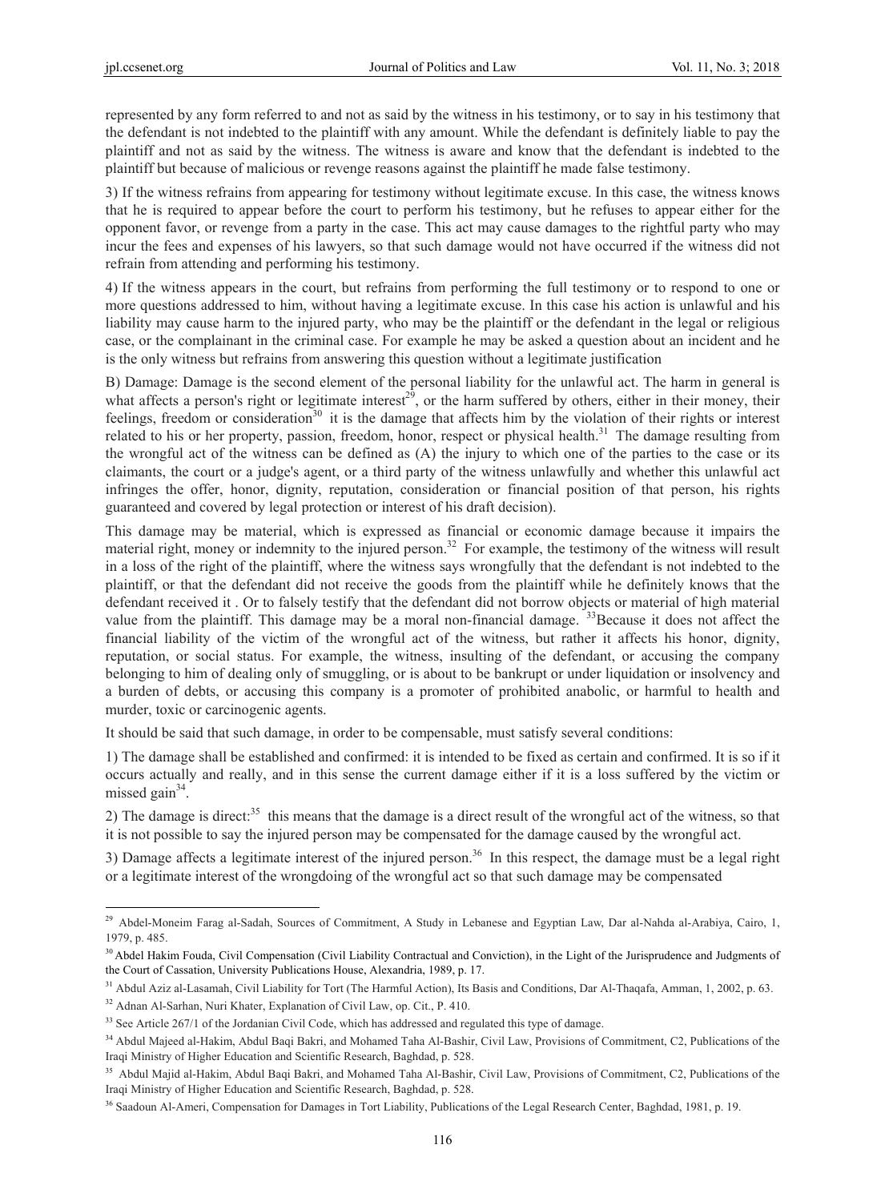represented by any form referred to and not as said by the witness in his testimony, or to say in his testimony that the defendant is not indebted to the plaintiff with any amount. While the defendant is definitely liable to pay the plaintiff and not as said by the witness. The witness is aware and know that the defendant is indebted to the plaintiff but because of malicious or revenge reasons against the plaintiff he made false testimony.

3) If the witness refrains from appearing for testimony without legitimate excuse. In this case, the witness knows that he is required to appear before the court to perform his testimony, but he refuses to appear either for the opponent favor, or revenge from a party in the case. This act may cause damages to the rightful party who may incur the fees and expenses of his lawyers, so that such damage would not have occurred if the witness did not refrain from attending and performing his testimony.

4) If the witness appears in the court, but refrains from performing the full testimony or to respond to one or more questions addressed to him, without having a legitimate excuse. In this case his action is unlawful and his liability may cause harm to the injured party, who may be the plaintiff or the defendant in the legal or religious case, or the complainant in the criminal case. For example he may be asked a question about an incident and he is the only witness but refrains from answering this question without a legitimate justification

B) Damage: Damage is the second element of the personal liability for the unlawful act. The harm in general is what affects a person's right or legitimate interest[29], or the harm suffered by others, either in their money, their feelings, freedom or consideration[30] it is the damage that affects him by the violation of their rights or interest related to his or her property, passion, freedom, honor, respect or physical health.[31] The damage resulting from the wrongful act of the witness can be defined as (A) the injury to which one of the parties to the case or its claimants, the court or a judge's agent, or a third party of the witness unlawfully and whether this unlawful act infringes the offer, honor, dignity, reputation, consideration or financial position of that person, his rights guaranteed and covered by legal protection or interest of his draft decision).

This damage may be material, which is expressed as financial or economic damage because it impairs the material right, money or indemnity to the injured person.[32] For example, the testimony of the witness will result in a loss of the right of the plaintiff, where the witness says wrongfully that the defendant is not indebted to the plaintiff, or that the defendant did not receive the goods from the plaintiff while he definitely knows that the defendant received it . Or to falsely testify that the defendant did not borrow objects or material of high material value from the plaintiff. This damage may be a moral non-financial damage. [33]Because it does not affect the financial liability of the victim of the wrongful act of the witness, but rather it affects his honor, dignity, reputation, or social status. For example, the witness, insulting of the defendant, or accusing the company belonging to him of dealing only of smuggling, or is about to be bankrupt or under liquidation or insolvency and a burden of debts, or accusing this company is a promoter of prohibited anabolic, or harmful to health and murder, toxic or carcinogenic agents.

It should be said that such damage, in order to be compensable, must satisfy several conditions:

1) The damage shall be established and confirmed: it is intended to be fixed as certain and confirmed. It is so if it occurs actually and really, and in this sense the current damage either if it is a loss suffered by the victim or missed gain[34].

2) The damage is direct:[35] this means that the damage is a direct result of the wrongful act of the witness, so that it is not possible to say the injured person may be compensated for the damage caused by the wrongful act.

3) Damage affects a legitimate interest of the injured person.[36] In this respect, the damage must be a legal right or a legitimate interest of the wrongdoing of the wrongful act so that such damage may be compensated

---

[29] Abdel-Moneim Farag al-Sadah, Sources of Commitment, A Study in Lebanese and Egyptian Law, Dar al-Nahda al-Arabiya, Cairo, 1, 1979, p. 485.

[30] Abdel Hakim Fouda, Civil Compensation (Civil Liability Contractual and Conviction), in the Light of the Jurisprudence and Judgments of the Court of Cassation, University Publications House, Alexandria, 1989, p. 17.

[31] Abdul Aziz al-Lasamah, Civil Liability for Tort (The Harmful Action), Its Basis and Conditions, Dar Al-Thaqafa, Amman, 1, 2002, p. 63.

[32] Adnan Al-Sarhan, Nuri Khater, Explanation of Civil Law, op. Cit., P. 410.

[33] See Article 267/1 of the Jordanian Civil Code, which has addressed and regulated this type of damage.

[34] Abdul Majeed al-Hakim, Abdul Baqi Bakri, and Mohamed Taha Al-Bashir, Civil Law, Provisions of Commitment, C2, Publications of the Iraqi Ministry of Higher Education and Scientific Research, Baghdad, p. 528.

[35] Abdul Majid al-Hakim, Abdul Baqi Bakri, and Mohamed Taha Al-Bashir, Civil Law, Provisions of Commitment, C2, Publications of the Iraqi Ministry of Higher Education and Scientific Research, Baghdad, p. 528.

[36] Saadoun Al-Ameri, Compensation for Damages in Tort Liability, Publications of the Legal Research Center, Baghdad, 1981, p. 19.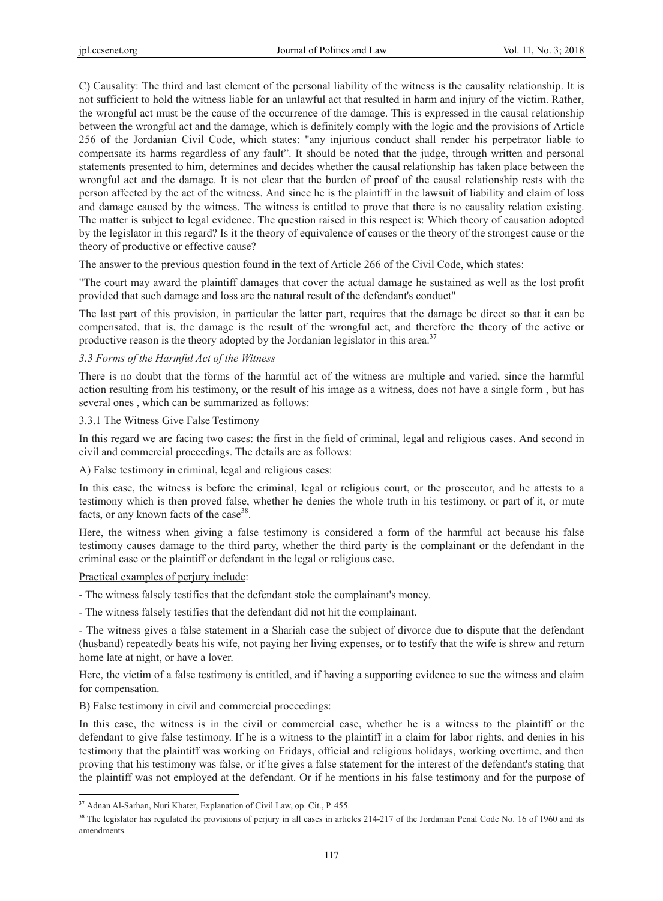C) Causality: The third and last element of the personal liability of the witness is the causality relationship. It is not sufficient to hold the witness liable for an unlawful act that resulted in harm and injury of the victim. Rather, the wrongful act must be the cause of the occurrence of the damage. This is expressed in the causal relationship between the wrongful act and the damage, which is definitely comply with the logic and the provisions of Article 256 of the Jordanian Civil Code, which states: "any injurious conduct shall render his perpetrator liable to compensate its harms regardless of any fault". It should be noted that the judge, through written and personal statements presented to him, determines and decides whether the causal relationship has taken place between the wrongful act and the damage. It is not clear that the burden of proof of the causal relationship rests with the person affected by the act of the witness. And since he is the plaintiff in the lawsuit of liability and claim of loss and damage caused by the witness. The witness is entitled to prove that there is no causality relation existing. The matter is subject to legal evidence. The question raised in this respect is: Which theory of causation adopted by the legislator in this regard? Is it the theory of equivalence of causes or the theory of the strongest cause or the theory of productive or effective cause?

The answer to the previous question found in the text of Article 266 of the Civil Code, which states:

"The court may award the plaintiff damages that cover the actual damage he sustained as well as the lost profit provided that such damage and loss are the natural result of the defendant's conduct"

The last part of this provision, in particular the latter part, requires that the damage be direct so that it can be compensated, that is, the damage is the result of the wrongful act, and therefore the theory of the active or productive reason is the theory adopted by the Jordanian legislator in this area.[37]

### *3.3 Forms of the Harmful Act of the Witness*

There is no doubt that the forms of the harmful act of the witness are multiple and varied, since the harmful action resulting from his testimony, or the result of his image as a witness, does not have a single form , but has several ones , which can be summarized as follows:

#### 3.3.1 The Witness Give False Testimony

In this regard we are facing two cases: the first in the field of criminal, legal and religious cases. And second in civil and commercial proceedings. The details are as follows:

A) False testimony in criminal, legal and religious cases:

In this case, the witness is before the criminal, legal or religious court, or the prosecutor, and he attests to a testimony which is then proved false, whether he denies the whole truth in his testimony, or part of it, or mute facts, or any known facts of the case[38].

Here, the witness when giving a false testimony is considered a form of the harmful act because his false testimony causes damage to the third party, whether the third party is the complainant or the defendant in the criminal case or the plaintiff or defendant in the legal or religious case.

Practical examples of perjury include:

- The witness falsely testifies that the defendant stole the complainant's money.
- The witness falsely testifies that the defendant did not hit the complainant.
- The witness gives a false statement in a Shariah case the subject of divorce due to dispute that the defendant (husband) repeatedly beats his wife, not paying her living expenses, or to testify that the wife is shrew and return home late at night, or have a lover.

Here, the victim of a false testimony is entitled, and if having a supporting evidence to sue the witness and claim for compensation.

B) False testimony in civil and commercial proceedings:

In this case, the witness is in the civil or commercial case, whether he is a witness to the plaintiff or the defendant to give false testimony. If he is a witness to the plaintiff in a claim for labor rights, and denies in his testimony that the plaintiff was working on Fridays, official and religious holidays, working overtime, and then proving that his testimony was false, or if he gives a false statement for the interest of the defendant's stating that the plaintiff was not employed at the defendant. Or if he mentions in his false testimony and for the purpose of

---

[37] Adnan Al-Sarhan, Nuri Khater, Explanation of Civil Law, op. Cit., P. 455.

[38] The legislator has regulated the provisions of perjury in all cases in articles 214-217 of the Jordanian Penal Code No. 16 of 1960 and its amendments.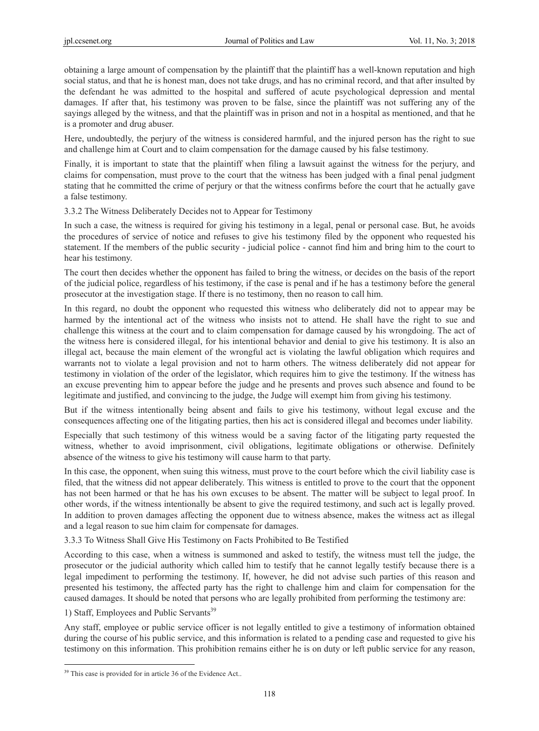obtaining a large amount of compensation by the plaintiff that the plaintiff has a well-known reputation and high social status, and that he is honest man, does not take drugs, and has no criminal record, and that after insulted by the defendant he was admitted to the hospital and suffered of acute psychological depression and mental damages. If after that, his testimony was proven to be false, since the plaintiff was not suffering any of the sayings alleged by the witness, and that the plaintiff was in prison and not in a hospital as mentioned, and that he is a promoter and drug abuser.

Here, undoubtedly, the perjury of the witness is considered harmful, and the injured person has the right to sue and challenge him at Court and to claim compensation for the damage caused by his false testimony.

Finally, it is important to state that the plaintiff when filing a lawsuit against the witness for the perjury, and claims for compensation, must prove to the court that the witness has been judged with a final penal judgment stating that he committed the crime of perjury or that the witness confirms before the court that he actually gave a false testimony.

#### 3.3.2 The Witness Deliberately Decides not to Appear for Testimony

In such a case, the witness is required for giving his testimony in a legal, penal or personal case. But, he avoids the procedures of service of notice and refuses to give his testimony filed by the opponent who requested his statement. If the members of the public security - judicial police - cannot find him and bring him to the court to hear his testimony.

The court then decides whether the opponent has failed to bring the witness, or decides on the basis of the report of the judicial police, regardless of his testimony, if the case is penal and if he has a testimony before the general prosecutor at the investigation stage. If there is no testimony, then no reason to call him.

In this regard, no doubt the opponent who requested this witness who deliberately did not to appear may be harmed by the intentional act of the witness who insists not to attend. He shall have the right to sue and challenge this witness at the court and to claim compensation for damage caused by his wrongdoing. The act of the witness here is considered illegal, for his intentional behavior and denial to give his testimony. It is also an illegal act, because the main element of the wrongful act is violating the lawful obligation which requires and warrants not to violate a legal provision and not to harm others. The witness deliberately did not appear for testimony in violation of the order of the legislator, which requires him to give the testimony. If the witness has an excuse preventing him to appear before the judge and he presents and proves such absence and found to be legitimate and justified, and convincing to the judge, the Judge will exempt him from giving his testimony.

But if the witness intentionally being absent and fails to give his testimony, without legal excuse and the consequences affecting one of the litigating parties, then his act is considered illegal and becomes under liability.

Especially that such testimony of this witness would be a saving factor of the litigating party requested the witness, whether to avoid imprisonment, civil obligations, legitimate obligations or otherwise. Definitely absence of the witness to give his testimony will cause harm to that party.

In this case, the opponent, when suing this witness, must prove to the court before which the civil liability case is filed, that the witness did not appear deliberately. This witness is entitled to prove to the court that the opponent has not been harmed or that he has his own excuses to be absent. The matter will be subject to legal proof. In other words, if the witness intentionally be absent to give the required testimony, and such act is legally proved. In addition to proven damages affecting the opponent due to witness absence, makes the witness act as illegal and a legal reason to sue him claim for compensate for damages.

#### 3.3.3 To Witness Shall Give His Testimony on Facts Prohibited to Be Testified

According to this case, when a witness is summoned and asked to testify, the witness must tell the judge, the prosecutor or the judicial authority which called him to testify that he cannot legally testify because there is a legal impediment to performing the testimony. If, however, he did not advise such parties of this reason and presented his testimony, the affected party has the right to challenge him and claim for compensation for the caused damages. It should be noted that persons who are legally prohibited from performing the testimony are:

1) Staff, Employees and Public Servants[39]

Any staff, employee or public service officer is not legally entitled to give a testimony of information obtained during the course of his public service, and this information is related to a pending case and requested to give his testimony on this information. This prohibition remains either he is on duty or left public service for any reason,

---

[39] This case is provided for in article 36 of the Evidence Act..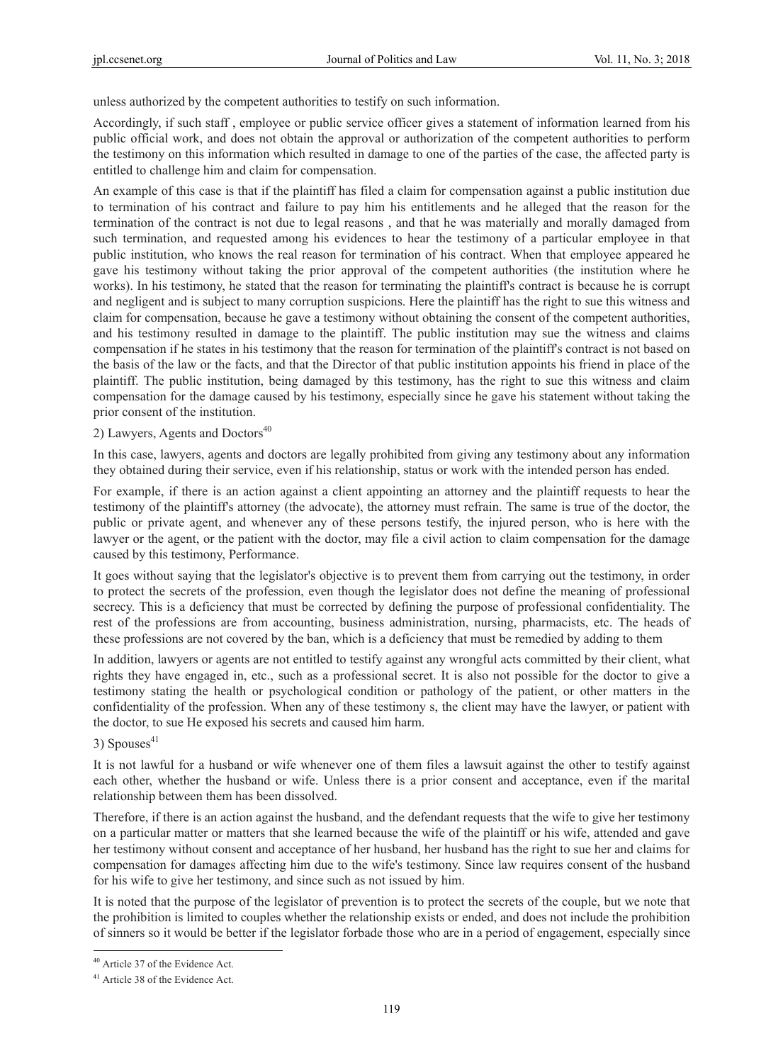unless authorized by the competent authorities to testify on such information.

Accordingly, if such staff , employee or public service officer gives a statement of information learned from his public official work, and does not obtain the approval or authorization of the competent authorities to perform the testimony on this information which resulted in damage to one of the parties of the case, the affected party is entitled to challenge him and claim for compensation.

An example of this case is that if the plaintiff has filed a claim for compensation against a public institution due to termination of his contract and failure to pay him his entitlements and he alleged that the reason for the termination of the contract is not due to legal reasons , and that he was materially and morally damaged from such termination, and requested among his evidences to hear the testimony of a particular employee in that public institution, who knows the real reason for termination of his contract. When that employee appeared he gave his testimony without taking the prior approval of the competent authorities (the institution where he works). In his testimony, he stated that the reason for terminating the plaintiff's contract is because he is corrupt and negligent and is subject to many corruption suspicions. Here the plaintiff has the right to sue this witness and claim for compensation, because he gave a testimony without obtaining the consent of the competent authorities, and his testimony resulted in damage to the plaintiff. The public institution may sue the witness and claims compensation if he states in his testimony that the reason for termination of the plaintiff's contract is not based on the basis of the law or the facts, and that the Director of that public institution appoints his friend in place of the plaintiff. The public institution, being damaged by this testimony, has the right to sue this witness and claim compensation for the damage caused by his testimony, especially since he gave his statement without taking the prior consent of the institution.

2) Lawyers, Agents and Doctors[40]

In this case, lawyers, agents and doctors are legally prohibited from giving any testimony about any information they obtained during their service, even if his relationship, status or work with the intended person has ended.

For example, if there is an action against a client appointing an attorney and the plaintiff requests to hear the testimony of the plaintiff's attorney (the advocate), the attorney must refrain. The same is true of the doctor, the public or private agent, and whenever any of these persons testify, the injured person, who is here with the lawyer or the agent, or the patient with the doctor, may file a civil action to claim compensation for the damage caused by this testimony, Performance.

It goes without saying that the legislator's objective is to prevent them from carrying out the testimony, in order to protect the secrets of the profession, even though the legislator does not define the meaning of professional secrecy. This is a deficiency that must be corrected by defining the purpose of professional confidentiality. The rest of the professions are from accounting, business administration, nursing, pharmacists, etc. The heads of these professions are not covered by the ban, which is a deficiency that must be remedied by adding to them

In addition, lawyers or agents are not entitled to testify against any wrongful acts committed by their client, what rights they have engaged in, etc., such as a professional secret. It is also not possible for the doctor to give a testimony stating the health or psychological condition or pathology of the patient, or other matters in the confidentiality of the profession. When any of these testimony s, the client may have the lawyer, or patient with the doctor, to sue He exposed his secrets and caused him harm.

3) Spouses[41]

It is not lawful for a husband or wife whenever one of them files a lawsuit against the other to testify against each other, whether the husband or wife. Unless there is a prior consent and acceptance, even if the marital relationship between them has been dissolved.

Therefore, if there is an action against the husband, and the defendant requests that the wife to give her testimony on a particular matter or matters that she learned because the wife of the plaintiff or his wife, attended and gave her testimony without consent and acceptance of her husband, her husband has the right to sue her and claims for compensation for damages affecting him due to the wife's testimony. Since law requires consent of the husband for his wife to give her testimony, and since such as not issued by him.

It is noted that the purpose of the legislator of prevention is to protect the secrets of the couple, but we note that the prohibition is limited to couples whether the relationship exists or ended, and does not include the prohibition of sinners so it would be better if the legislator forbade those who are in a period of engagement, especially since

[40] Article 37 of the Evidence Act.

[41] Article 38 of the Evidence Act.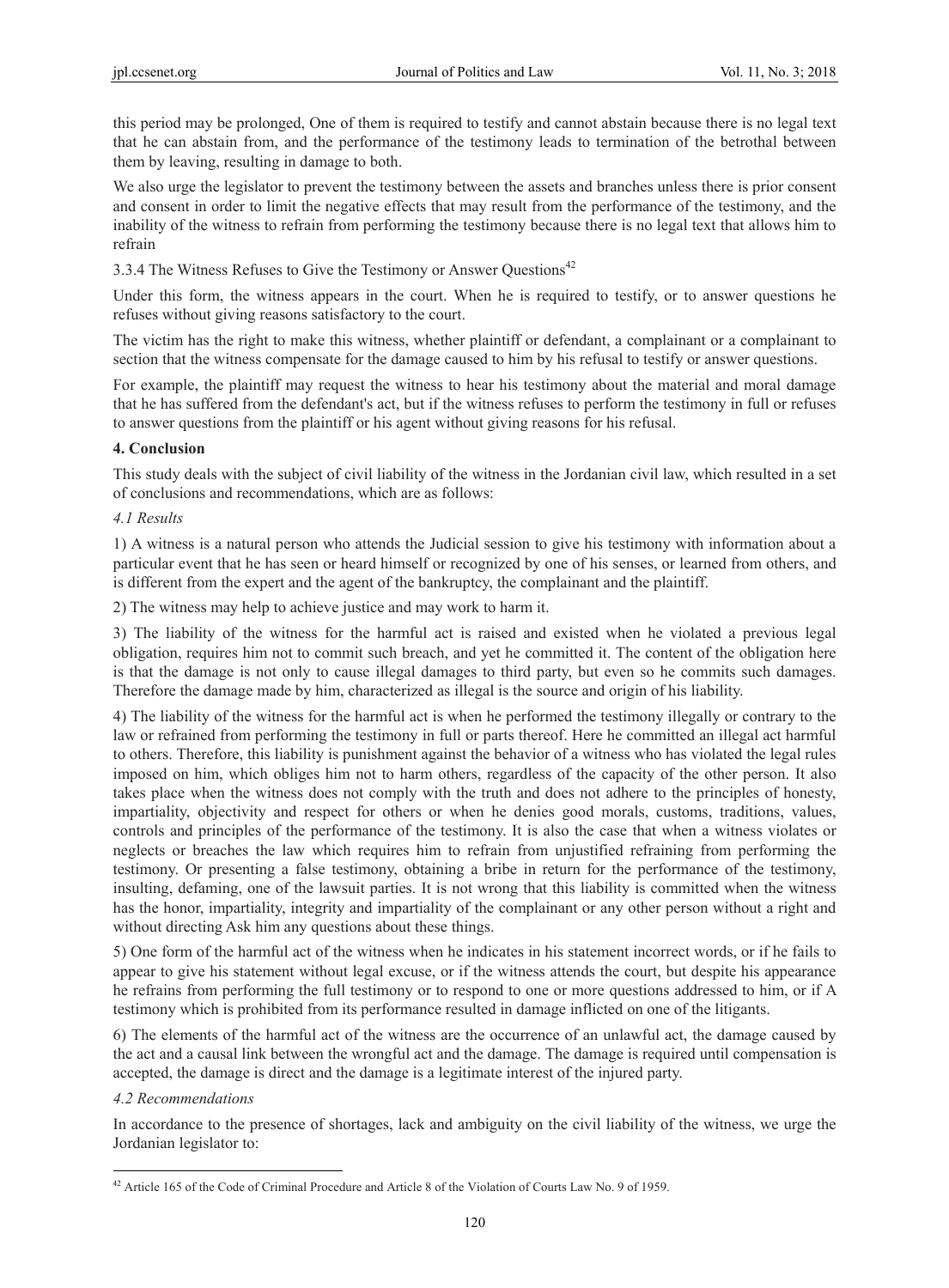this period may be prolonged, One of them is required to testify and cannot abstain because there is no legal text that he can abstain from, and the performance of the testimony leads to termination of the betrothal between them by leaving, resulting in damage to both.

We also urge the legislator to prevent the testimony between the assets and branches unless there is prior consent and consent in order to limit the negative effects that may result from the performance of the testimony, and the inability of the witness to refrain from performing the testimony because there is no legal text that allows him to refrain

3.3.4 The Witness Refuses to Give the Testimony or Answer Questions[42]

Under this form, the witness appears in the court. When he is required to testify, or to answer questions he refuses without giving reasons satisfactory to the court.

The victim has the right to make this witness, whether plaintiff or defendant, a complainant or a complainant to section that the witness compensate for the damage caused to him by his refusal to testify or answer questions.

For example, the plaintiff may request the witness to hear his testimony about the material and moral damage that he has suffered from the defendant's act, but if the witness refuses to perform the testimony in full or refuses to answer questions from the plaintiff or his agent without giving reasons for his refusal.

## 4. Conclusion

This study deals with the subject of civil liability of the witness in the Jordanian civil law, which resulted in a set of conclusions and recommendations, which are as follows:

### *4.1 Results*

1) A witness is a natural person who attends the Judicial session to give his testimony with information about a particular event that he has seen or heard himself or recognized by one of his senses, or learned from others, and is different from the expert and the agent of the bankruptcy, the complainant and the plaintiff.

2) The witness may help to achieve justice and may work to harm it.

3) The liability of the witness for the harmful act is raised and existed when he violated a previous legal obligation, requires him not to commit such breach, and yet he committed it. The content of the obligation here is that the damage is not only to cause illegal damages to third party, but even so he commits such damages. Therefore the damage made by him, characterized as illegal is the source and origin of his liability.

4) The liability of the witness for the harmful act is when he performed the testimony illegally or contrary to the law or refrained from performing the testimony in full or parts thereof. Here he committed an illegal act harmful to others. Therefore, this liability is punishment against the behavior of a witness who has violated the legal rules imposed on him, which obliges him not to harm others, regardless of the capacity of the other person. It also takes place when the witness does not comply with the truth and does not adhere to the principles of honesty, impartiality, objectivity and respect for others or when he denies good morals, customs, traditions, values, controls and principles of the performance of the testimony. It is also the case that when a witness violates or neglects or breaches the law which requires him to refrain from unjustified refraining from performing the testimony. Or presenting a false testimony, obtaining a bribe in return for the performance of the testimony, insulting, defaming, one of the lawsuit parties. It is not wrong that this liability is committed when the witness has the honor, impartiality, integrity and impartiality of the complainant or any other person without a right and without directing Ask him any questions about these things.

5) One form of the harmful act of the witness when he indicates in his statement incorrect words, or if he fails to appear to give his statement without legal excuse, or if the witness attends the court, but despite his appearance he refrains from performing the full testimony or to respond to one or more questions addressed to him, or if A testimony which is prohibited from its performance resulted in damage inflicted on one of the litigants.

6) The elements of the harmful act of the witness are the occurrence of an unlawful act, the damage caused by the act and a causal link between the wrongful act and the damage. The damage is required until compensation is accepted, the damage is direct and the damage is a legitimate interest of the injured party.

### *4.2 Recommendations*

In accordance to the presence of shortages, lack and ambiguity on the civil liability of the witness, we urge the Jordanian legislator to:

---

[42] Article 165 of the Code of Criminal Procedure and Article 8 of the Violation of Courts Law No. 9 of 1959.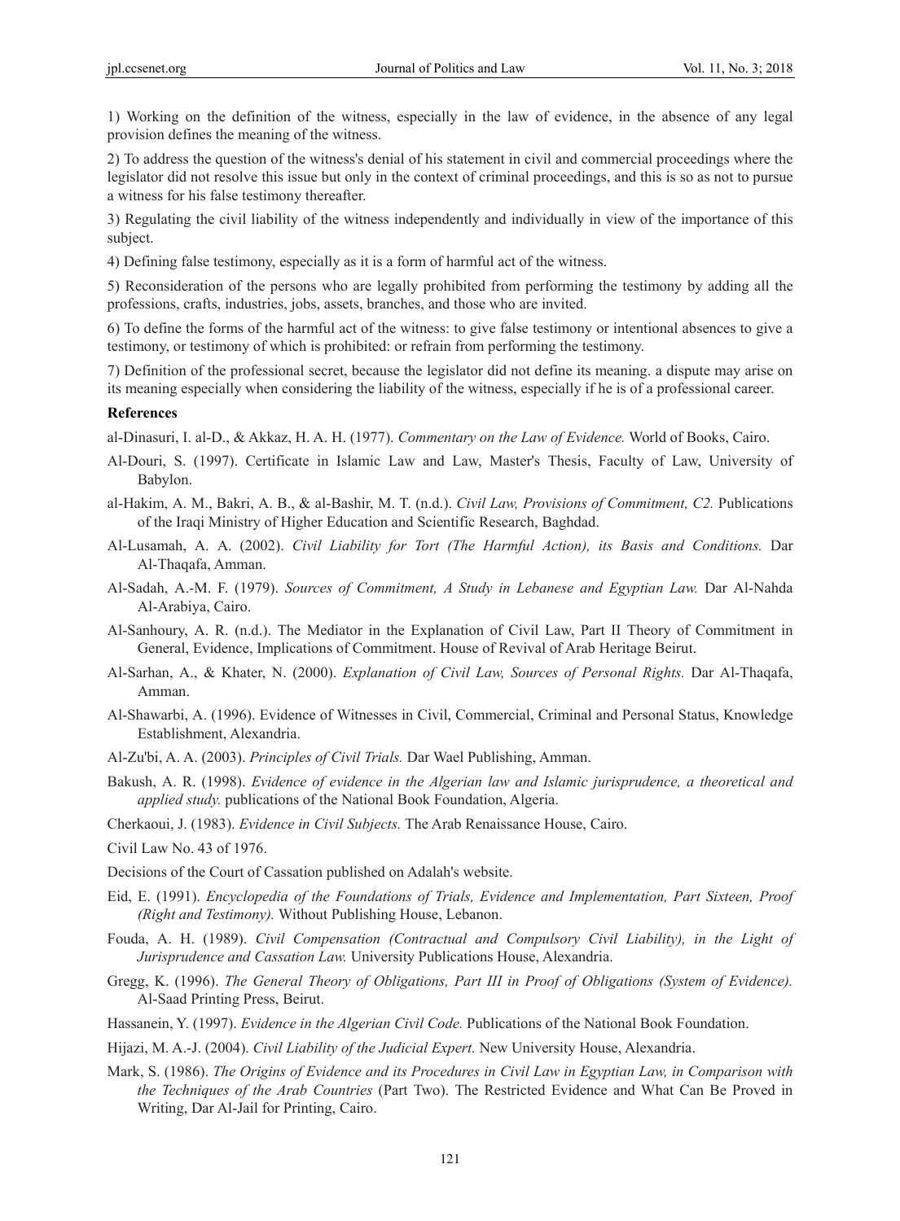1) Working on the definition of the witness, especially in the law of evidence, in the absence of any legal provision defines the meaning of the witness.

2) To address the question of the witness's denial of his statement in civil and commercial proceedings where the legislator did not resolve this issue but only in the context of criminal proceedings, and this is so as not to pursue a witness for his false testimony thereafter.

3) Regulating the civil liability of the witness independently and individually in view of the importance of this subject.

4) Defining false testimony, especially as it is a form of harmful act of the witness.

5) Reconsideration of the persons who are legally prohibited from performing the testimony by adding all the professions, crafts, industries, jobs, assets, branches, and those who are invited.

6) To define the forms of the harmful act of the witness: to give false testimony or intentional absences to give a testimony, or testimony of which is prohibited: or refrain from performing the testimony.

7) Definition of the professional secret, because the legislator did not define its meaning. a dispute may arise on its meaning especially when considering the liability of the witness, especially if he is of a professional career.

**References**

al-Dinasuri, I. al-D., & Akkaz, H. A. H. (1977). *Commentary on the Law of Evidence.* World of Books, Cairo.

Al-Douri, S. (1997). Certificate in Islamic Law and Law, Master's Thesis, Faculty of Law, University of Babylon.

al-Hakim, A. M., Bakri, A. B., & al-Bashir, M. T. (n.d.). *Civil Law, Provisions of Commitment, C2.* Publications of the Iraqi Ministry of Higher Education and Scientific Research, Baghdad.

Al-Lusamah, A. A. (2002). *Civil Liability for Tort (The Harmful Action), its Basis and Conditions.* Dar Al-Thaqafa, Amman.

Al-Sadah, A.-M. F. (1979). *Sources of Commitment, A Study in Lebanese and Egyptian Law.* Dar Al-Nahda Al-Arabiya, Cairo.

Al-Sanhoury, A. R. (n.d.). The Mediator in the Explanation of Civil Law, Part II Theory of Commitment in General, Evidence, Implications of Commitment. House of Revival of Arab Heritage Beirut.

Al-Sarhan, A., & Khater, N. (2000). *Explanation of Civil Law, Sources of Personal Rights.* Dar Al-Thaqafa, Amman.

Al-Shawarbi, A. (1996). Evidence of Witnesses in Civil, Commercial, Criminal and Personal Status, Knowledge Establishment, Alexandria.

Al-Zu'bi, A. A. (2003). *Principles of Civil Trials.* Dar Wael Publishing, Amman.

Bakush, A. R. (1998). *Evidence of evidence in the Algerian law and Islamic jurisprudence, a theoretical and applied study.* publications of the National Book Foundation, Algeria.

Cherkaoui, J. (1983). *Evidence in Civil Subjects.* The Arab Renaissance House, Cairo.

Civil Law No. 43 of 1976.

Decisions of the Court of Cassation published on Adalah's website.

Eid, E. (1991). *Encyclopedia of the Foundations of Trials, Evidence and Implementation, Part Sixteen, Proof (Right and Testimony).* Without Publishing House, Lebanon.

Fouda, A. H. (1989). *Civil Compensation (Contractual and Compulsory Civil Liability), in the Light of Jurisprudence and Cassation Law.* University Publications House, Alexandria.

Gregg, K. (1996). *The General Theory of Obligations, Part III in Proof of Obligations (System of Evidence).* Al-Saad Printing Press, Beirut.

Hassanein, Y. (1997). *Evidence in the Algerian Civil Code.* Publications of the National Book Foundation.

Hijazi, M. A.-J. (2004). *Civil Liability of the Judicial Expert.* New University House, Alexandria.

Mark, S. (1986). *The Origins of Evidence and its Procedures in Civil Law in Egyptian Law, in Comparison with the Techniques of the Arab Countries* (Part Two). The Restricted Evidence and What Can Be Proved in Writing, Dar Al-Jail for Printing, Cairo.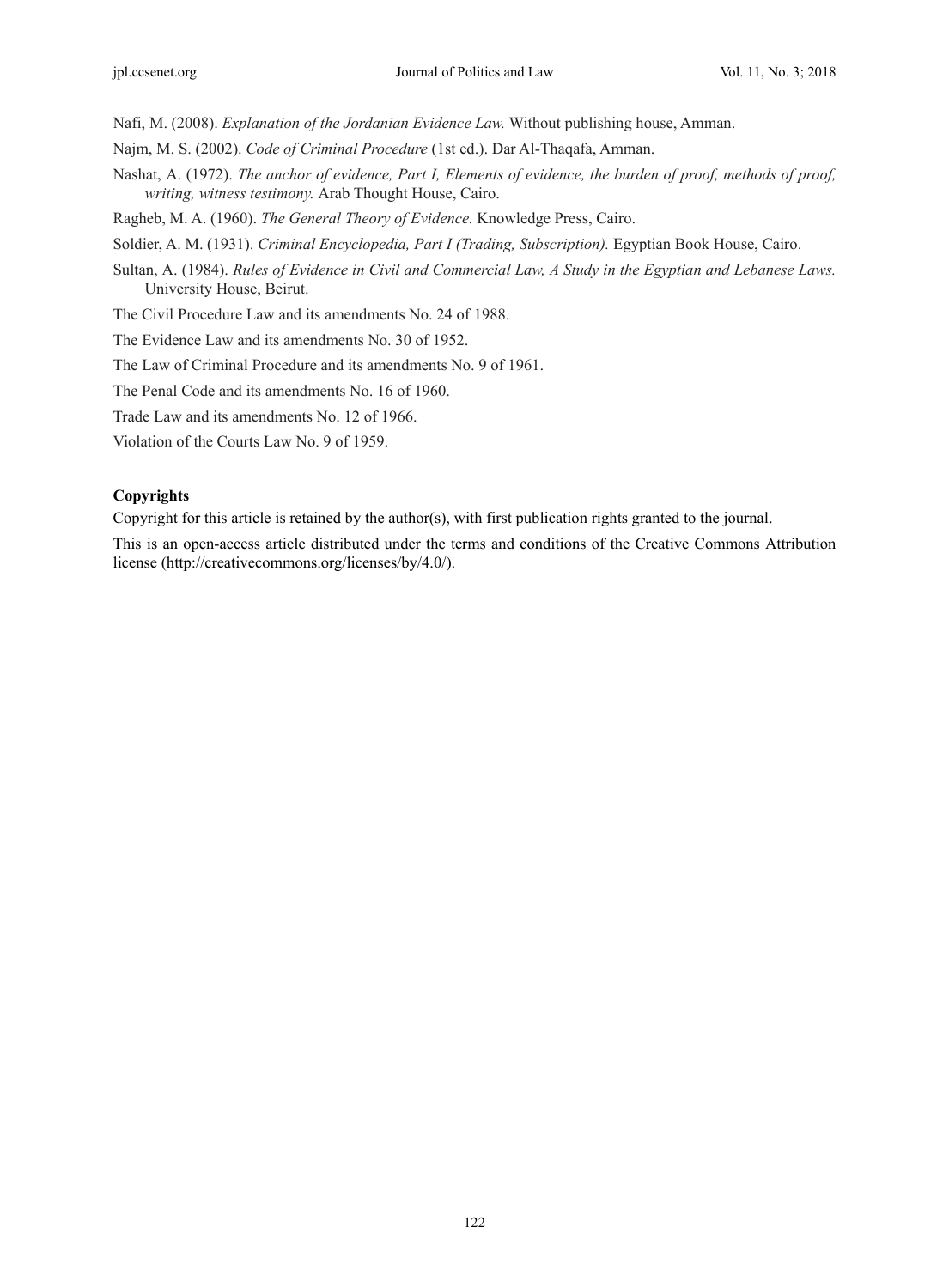Nafi, M. (2008). *Explanation of the Jordanian Evidence Law.* Without publishing house, Amman.

Najm, M. S. (2002). *Code of Criminal Procedure* (1st ed.). Dar Al-Thaqafa, Amman.

Nashat, A. (1972). *The anchor of evidence, Part I, Elements of evidence, the burden of proof, methods of proof, writing, witness testimony.* Arab Thought House, Cairo.

Ragheb, M. A. (1960). *The General Theory of Evidence.* Knowledge Press, Cairo.

Soldier, A. M. (1931). *Criminal Encyclopedia, Part I (Trading, Subscription).* Egyptian Book House, Cairo.

Sultan, A. (1984). *Rules of Evidence in Civil and Commercial Law, A Study in the Egyptian and Lebanese Laws.* University House, Beirut.

The Civil Procedure Law and its amendments No. 24 of 1988.

The Evidence Law and its amendments No. 30 of 1952.

The Law of Criminal Procedure and its amendments No. 9 of 1961.

The Penal Code and its amendments No. 16 of 1960.

Trade Law and its amendments No. 12 of 1966.

Violation of the Courts Law No. 9 of 1959.

**Copyrights**

Copyright for this article is retained by the author(s), with first publication rights granted to the journal.

This is an open-access article distributed under the terms and conditions of the Creative Commons Attribution license (http://creativecommons.org/licenses/by/4.0/).